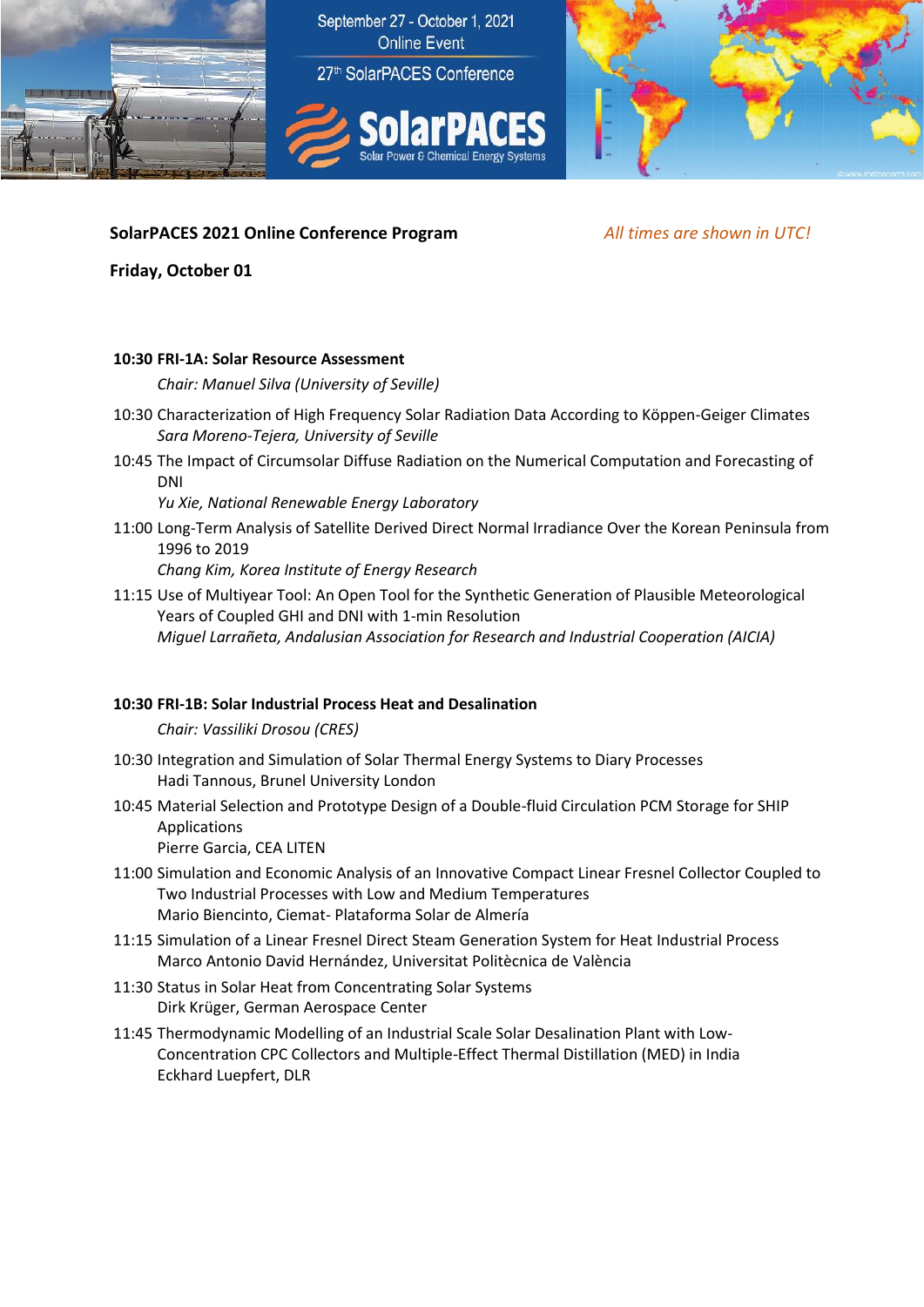September 27 - October 1, 2021
Online Event

27th SolarPACES Conference

**SolarPACES**
Solar Power & Chemical Energy Systems

**SolarPACES 2021 Online Conference Program** *All times are shown in UTC!*

**Friday, October 01**

**10:30 FRI-1A: Solar Resource Assessment**

*Chair: Manuel Silva (University of Seville)*

10:30 Characterization of High Frequency Solar Radiation Data According to Köppen-Geiger Climates
*Sara Moreno-Tejera, University of Seville*

10:45 The Impact of Circumsolar Diffuse Radiation on the Numerical Computation and Forecasting of DNI
*Yu Xie, National Renewable Energy Laboratory*

11:00 Long-Term Analysis of Satellite Derived Direct Normal Irradiance Over the Korean Peninsula from 1996 to 2019
*Chang Kim, Korea Institute of Energy Research*

11:15 Use of Multiyear Tool: An Open Tool for the Synthetic Generation of Plausible Meteorological Years of Coupled GHI and DNI with 1-min Resolution
*Miguel Larrañeta, Andalusian Association for Research and Industrial Cooperation (AICIA)*

**10:30 FRI-1B: Solar Industrial Process Heat and Desalination**

*Chair: Vassiliki Drosou (CRES)*

10:30 Integration and Simulation of Solar Thermal Energy Systems to Diary Processes
Hadi Tannous, Brunel University London

10:45 Material Selection and Prototype Design of a Double-fluid Circulation PCM Storage for SHIP Applications
Pierre Garcia, CEA LITEN

11:00 Simulation and Economic Analysis of an Innovative Compact Linear Fresnel Collector Coupled to Two Industrial Processes with Low and Medium Temperatures
Mario Biencinto, Ciemat- Plataforma Solar de Almería

11:15 Simulation of a Linear Fresnel Direct Steam Generation System for Heat Industrial Process
Marco Antonio David Hernández, Universitat Politècnica de València

11:30 Status in Solar Heat from Concentrating Solar Systems
Dirk Krüger, German Aerospace Center

11:45 Thermodynamic Modelling of an Industrial Scale Solar Desalination Plant with Low-Concentration CPC Collectors and Multiple-Effect Thermal Distillation (MED) in India
Eckhard Luepfert, DLR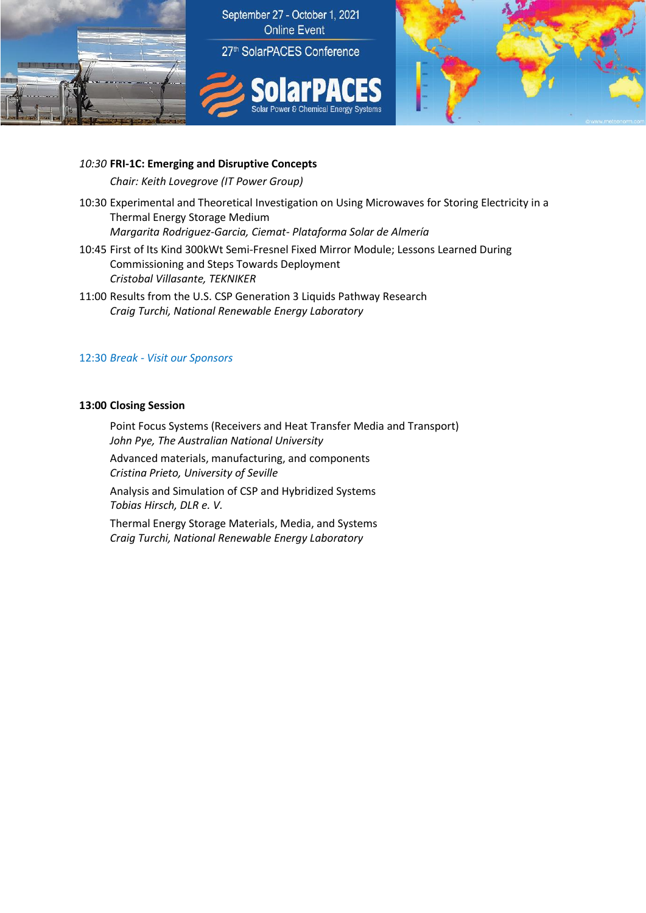*10:30* **FRI-1C: Emerging and Disruptive Concepts**

*Chair: Keith Lovegrove (IT Power Group)*

10:30 Experimental and Theoretical Investigation on Using Microwaves for Storing Electricity in a Thermal Energy Storage Medium
*Margarita Rodriguez-Garcia, Ciemat- Plataforma Solar de Almería*

10:45 First of Its Kind 300kWt Semi-Fresnel Fixed Mirror Module; Lessons Learned During Commissioning and Steps Towards Deployment
*Cristobal Villasante, TEKNIKER*

11:00 Results from the U.S. CSP Generation 3 Liquids Pathway Research
*Craig Turchi, National Renewable Energy Laboratory*

12:30 *Break - Visit our Sponsors*

**13:00 Closing Session**

Point Focus Systems (Receivers and Heat Transfer Media and Transport)
*John Pye, The Australian National University*

Advanced materials, manufacturing, and components
*Cristina Prieto, University of Seville*

Analysis and Simulation of CSP and Hybridized Systems
*Tobias Hirsch, DLR e. V.*

Thermal Energy Storage Materials, Media, and Systems
*Craig Turchi, National Renewable Energy Laboratory*